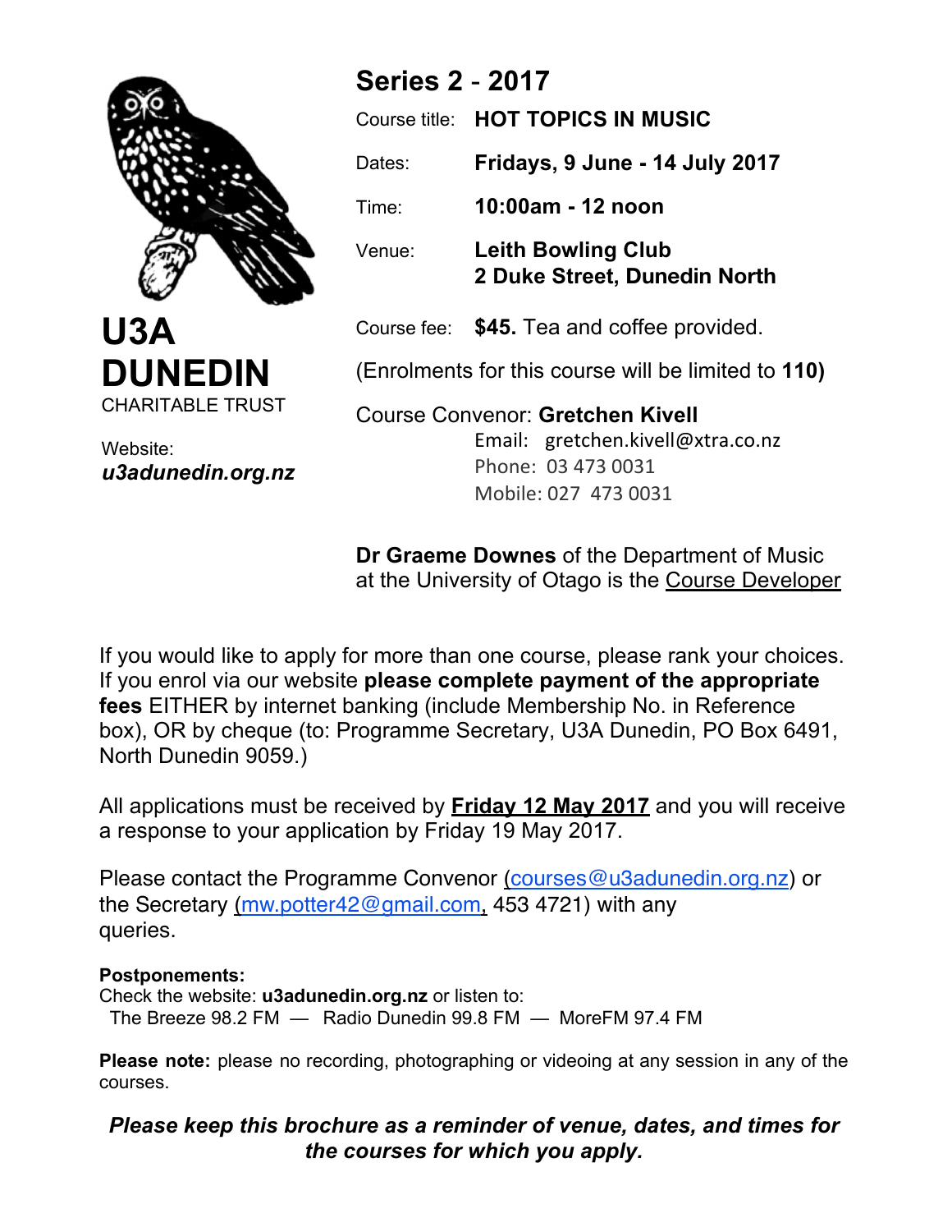**U3A DUNEDIN**
CHARITABLE TRUST

Website:
***u3adunedin.org.nz***

## Series 2 - 2017

Course title: **HOT TOPICS IN MUSIC**

Dates: **Fridays, 9 June - 14 July 2017**

Time: **10:00am - 12 noon**

Venue: **Leith Bowling Club**
**2 Duke Street, Dunedin North**

Course fee: **$45.** Tea and coffee provided.

(Enrolments for this course will be limited to **110)**

Course Convenor: **Gretchen Kivell**
Email: gretchen.kivell@xtra.co.nz
Phone: 03 473 0031
Mobile: 027 473 0031

**Dr Graeme Downes** of the Department of Music at the University of Otago is the Course Developer

If you would like to apply for more than one course, please rank your choices. If you enrol via our website **please complete payment of the appropriate fees** EITHER by internet banking (include Membership No. in Reference box), OR by cheque (to: Programme Secretary, U3A Dunedin, PO Box 6491, North Dunedin 9059.)

All applications must be received by **Friday 12 May 2017** and you will receive a response to your application by Friday 19 May 2017.

Please contact the Programme Convenor (courses@u3adunedin.org.nz) or the Secretary (mw.potter42@gmail.com, 453 4721) with any queries.

**Postponements:**
Check the website: **u3adunedin.org.nz** or listen to:
The Breeze 98.2 FM — Radio Dunedin 99.8 FM — MoreFM 97.4 FM

**Please note:** please no recording, photographing or videoing at any session in any of the courses.

***Please keep this brochure as a reminder of venue, dates, and times for the courses for which you apply.***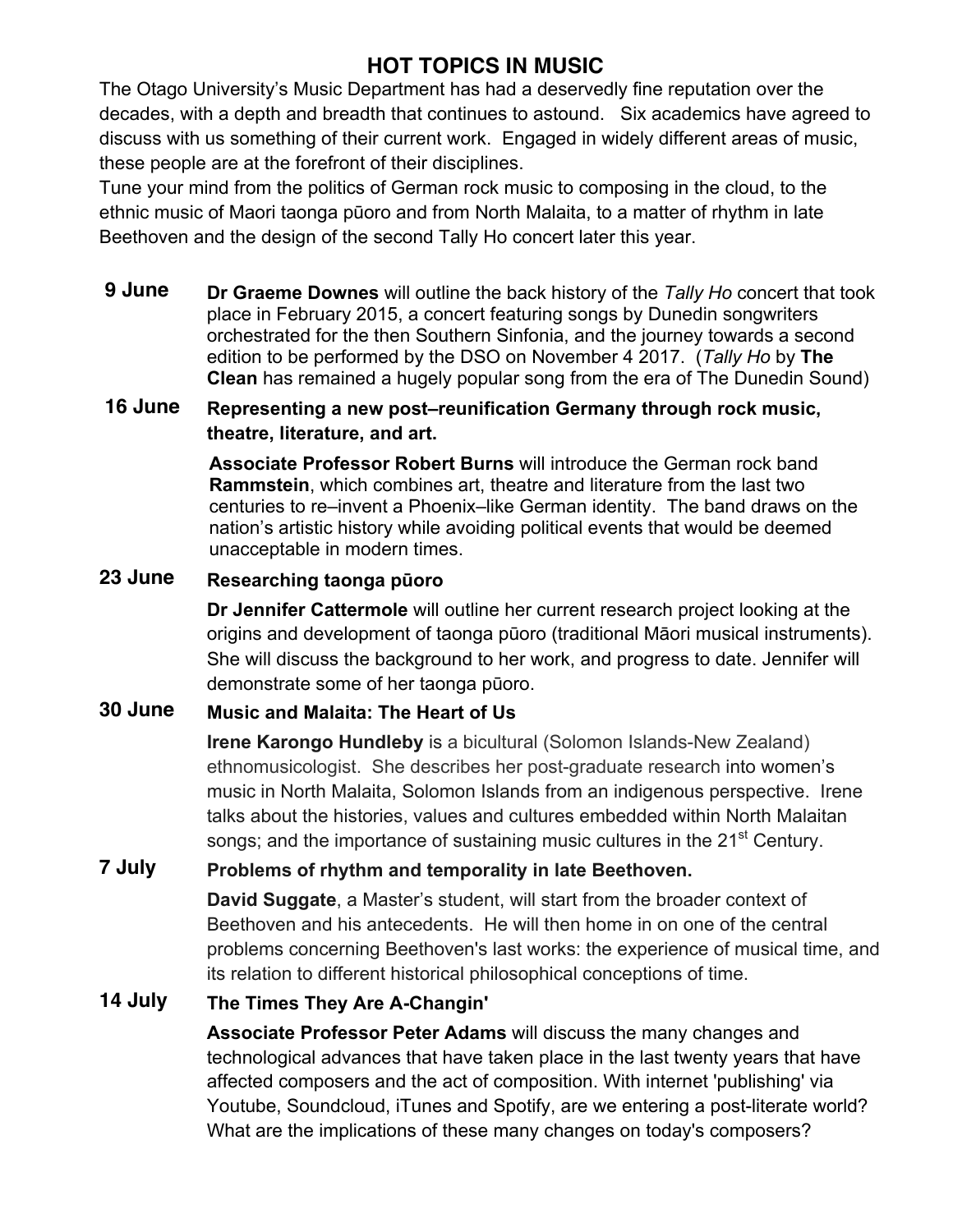# HOT TOPICS IN MUSIC

The Otago University's Music Department has had a deservedly fine reputation over the decades, with a depth and breadth that continues to astound. Six academics have agreed to discuss with us something of their current work. Engaged in widely different areas of music, these people are at the forefront of their disciplines.

Tune your mind from the politics of German rock music to composing in the cloud, to the ethnic music of Maori taonga pūoro and from North Malaita, to a matter of rhythm in late Beethoven and the design of the second Tally Ho concert later this year.

**9 June**

**Dr Graeme Downes** will outline the back history of the *Tally Ho* concert that took place in February 2015, a concert featuring songs by Dunedin songwriters orchestrated for the then Southern Sinfonia, and the journey towards a second edition to be performed by the DSO on November 4 2017. (*Tally Ho* by **The Clean** has remained a hugely popular song from the era of The Dunedin Sound)

**16 June** **Representing a new post–reunification Germany through rock music, theatre, literature, and art.**

**Associate Professor Robert Burns** will introduce the German rock band **Rammstein**, which combines art, theatre and literature from the last two centuries to re–invent a Phoenix–like German identity. The band draws on the nation's artistic history while avoiding political events that would be deemed unacceptable in modern times.

**23 June** **Researching taonga pūoro**

**Dr Jennifer Cattermole** will outline her current research project looking at the origins and development of taonga pūoro (traditional Māori musical instruments). She will discuss the background to her work, and progress to date. Jennifer will demonstrate some of her taonga pūoro.

**30 June** **Music and Malaita: The Heart of Us**

**Irene Karongo Hundleby** is a bicultural (Solomon Islands-New Zealand) ethnomusicologist. She describes her post-graduate research into women's music in North Malaita, Solomon Islands from an indigenous perspective. Irene talks about the histories, values and cultures embedded within North Malaitan songs; and the importance of sustaining music cultures in the 21st Century.

**7 July** **Problems of rhythm and temporality in late Beethoven.**

**David Suggate**, a Master's student, will start from the broader context of Beethoven and his antecedents. He will then home in on one of the central problems concerning Beethoven's last works: the experience of musical time, and its relation to different historical philosophical conceptions of time.

**14 July** **The Times They Are A-Changin'**

**Associate Professor Peter Adams** will discuss the many changes and technological advances that have taken place in the last twenty years that have affected composers and the act of composition. With internet 'publishing' via Youtube, Soundcloud, iTunes and Spotify, are we entering a post-literate world? What are the implications of these many changes on today's composers?